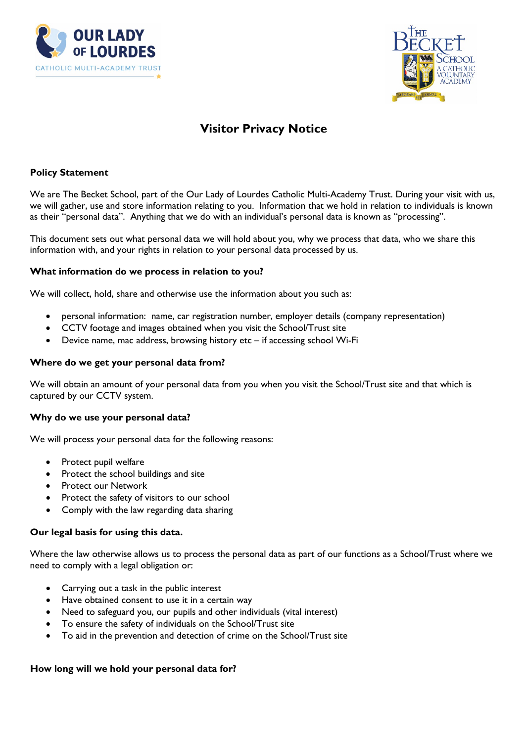# Visitor Privacy Notice

### Policy Statement

We are The Becket School, part of the Our Lady of Lourdes Catholic Multi-Academy Trust. During your visit with us, we will gather, use and store information relating to you. Information that we hold in relation to individuals is known as their "personal data". Anything that we do with an individual's personal data is known as "processing".

This document sets out what personal data we will hold about you, why we process that data, who we share this information with, and your rights in relation to your personal data processed by us.

### What information do we process in relation to you?

We will collect, hold, share and otherwise use the information about you such as:

- personal information: name, car registration number, employer details (company representation)
- CCTV footage and images obtained when you visit the School/Trust site
- Device name, mac address, browsing history etc – if accessing school Wi-Fi

### Where do we get your personal data from?

We will obtain an amount of your personal data from you when you visit the School/Trust site and that which is captured by our CCTV system.

### Why do we use your personal data?

We will process your personal data for the following reasons:

- Protect pupil welfare
- Protect the school buildings and site
- Protect our Network
- Protect the safety of visitors to our school
- Comply with the law regarding data sharing

### Our legal basis for using this data.

Where the law otherwise allows us to process the personal data as part of our functions as a School/Trust where we need to comply with a legal obligation or:

- Carrying out a task in the public interest
- Have obtained consent to use it in a certain way
- Need to safeguard you, our pupils and other individuals (vital interest)
- To ensure the safety of individuals on the School/Trust site
- To aid in the prevention and detection of crime on the School/Trust site

### How long will we hold your personal data for?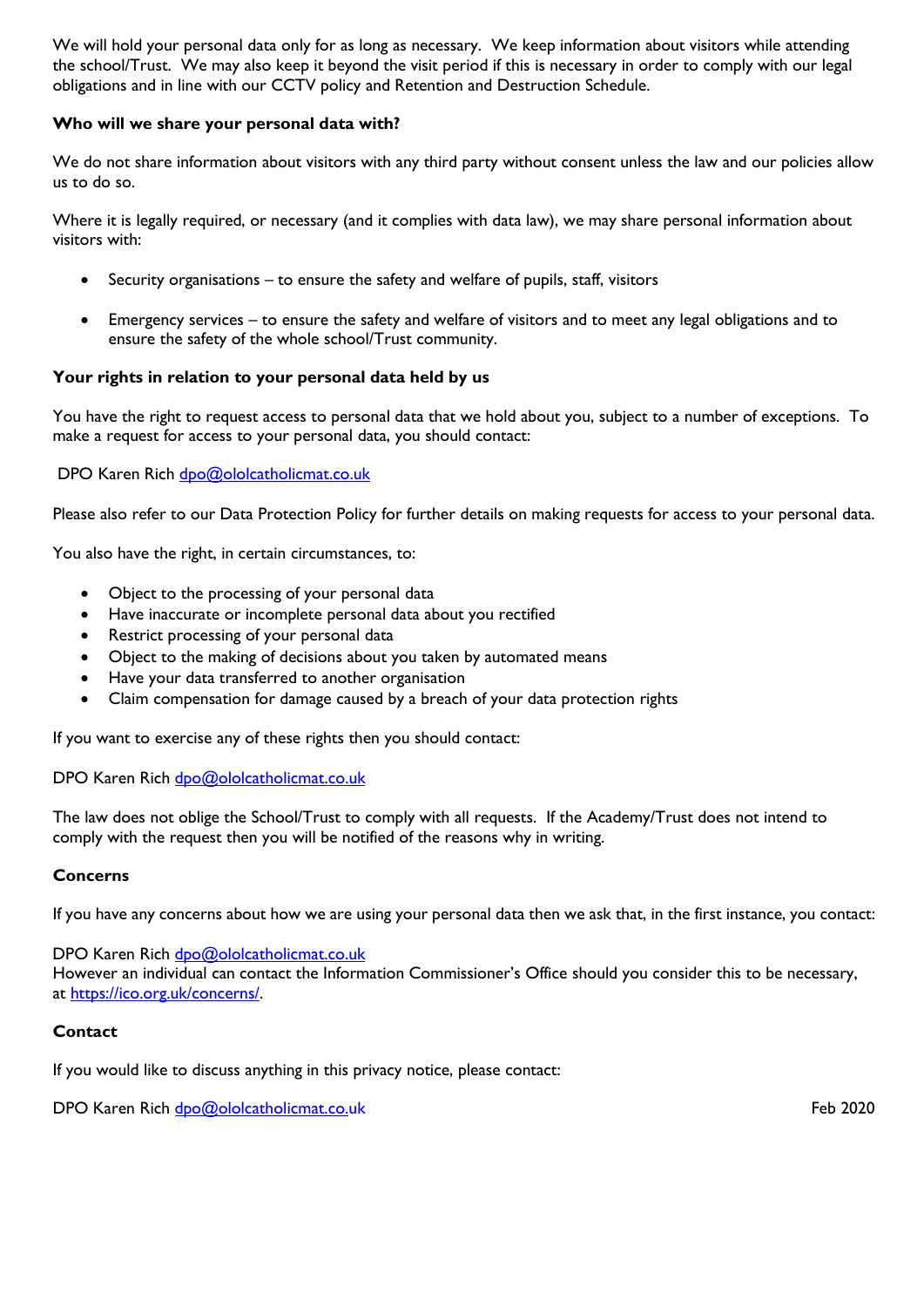We will hold your personal data only for as long as necessary. We keep information about visitors while attending the school/Trust. We may also keep it beyond the visit period if this is necessary in order to comply with our legal obligations and in line with our CCTV policy and Retention and Destruction Schedule.

**Who will we share your personal data with?**

We do not share information about visitors with any third party without consent unless the law and our policies allow us to do so.

Where it is legally required, or necessary (and it complies with data law), we may share personal information about visitors with:

- Security organisations – to ensure the safety and welfare of pupils, staff, visitors
- Emergency services – to ensure the safety and welfare of visitors and to meet any legal obligations and to ensure the safety of the whole school/Trust community.

**Your rights in relation to your personal data held by us**

You have the right to request access to personal data that we hold about you, subject to a number of exceptions. To make a request for access to your personal data, you should contact:

DPO Karen Rich dpo@ololcatholicmat.co.uk

Please also refer to our Data Protection Policy for further details on making requests for access to your personal data.

You also have the right, in certain circumstances, to:

- Object to the processing of your personal data
- Have inaccurate or incomplete personal data about you rectified
- Restrict processing of your personal data
- Object to the making of decisions about you taken by automated means
- Have your data transferred to another organisation
- Claim compensation for damage caused by a breach of your data protection rights

If you want to exercise any of these rights then you should contact:

DPO Karen Rich dpo@ololcatholicmat.co.uk

The law does not oblige the School/Trust to comply with all requests. If the Academy/Trust does not intend to comply with the request then you will be notified of the reasons why in writing.

**Concerns**

If you have any concerns about how we are using your personal data then we ask that, in the first instance, you contact:

DPO Karen Rich dpo@ololcatholicmat.co.uk
However an individual can contact the Information Commissioner's Office should you consider this to be necessary, at https://ico.org.uk/concerns/.

**Contact**

If you would like to discuss anything in this privacy notice, please contact:

DPO Karen Rich dpo@ololcatholicmat.co.uk

Feb 2020